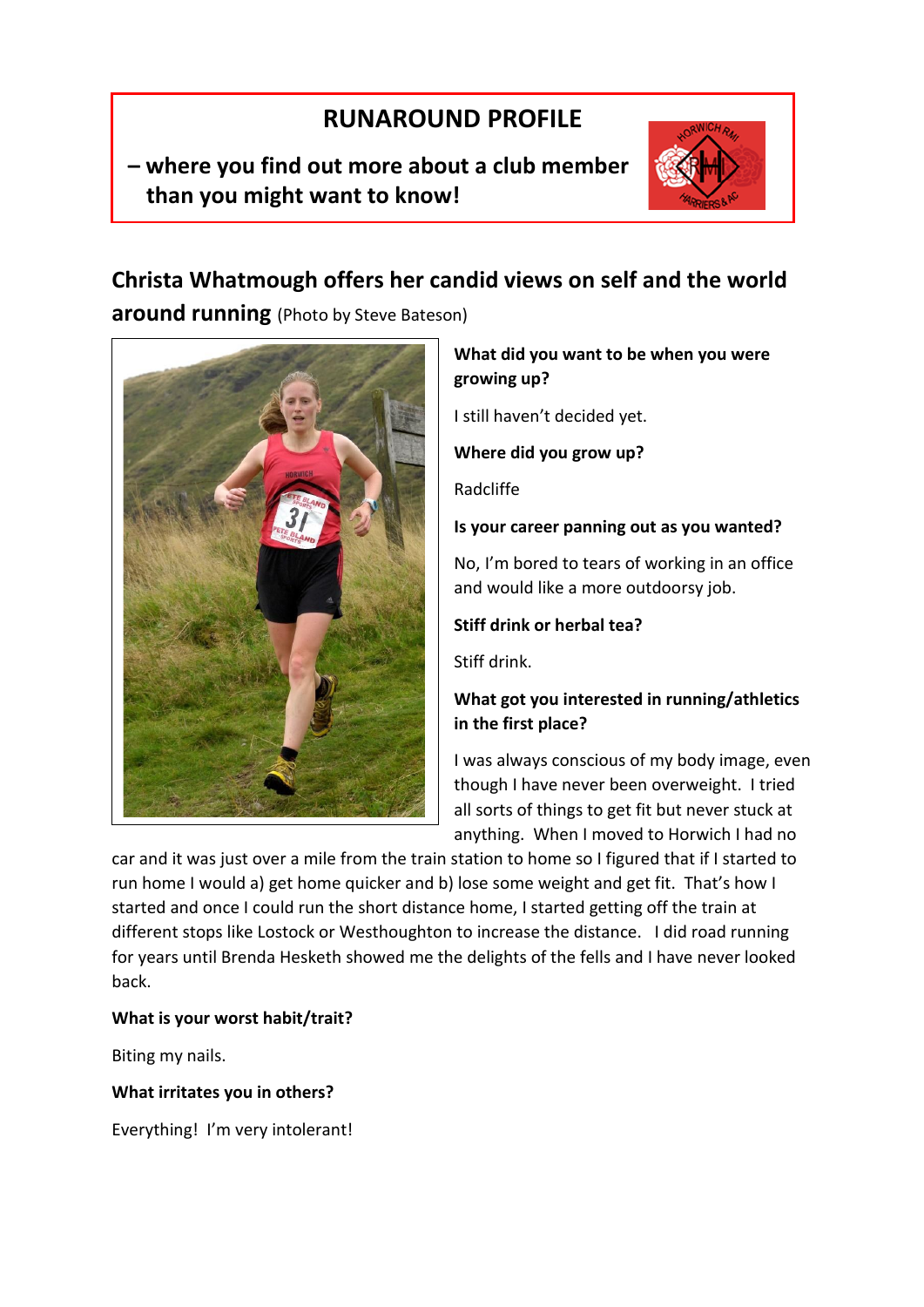# RUNAROUND PROFILE

**– where you find out more about a club member than you might want to know!**

## Christa Whatmough offers her candid views on self and the world around running (Photo by Steve Bateson)

**What did you want to be when you were growing up?**

I still haven't decided yet.

**Where did you grow up?**

Radcliffe

**Is your career panning out as you wanted?**

No, I'm bored to tears of working in an office and would like a more outdoorsy job.

**Stiff drink or herbal tea?**

Stiff drink.

**What got you interested in running/athletics in the first place?**

I was always conscious of my body image, even though I have never been overweight. I tried all sorts of things to get fit but never stuck at anything. When I moved to Horwich I had no car and it was just over a mile from the train station to home so I figured that if I started to run home I would a) get home quicker and b) lose some weight and get fit. That's how I started and once I could run the short distance home, I started getting off the train at different stops like Lostock or Westhoughton to increase the distance. I did road running for years until Brenda Hesketh showed me the delights of the fells and I have never looked back.

**What is your worst habit/trait?**

Biting my nails.

**What irritates you in others?**

Everything! I'm very intolerant!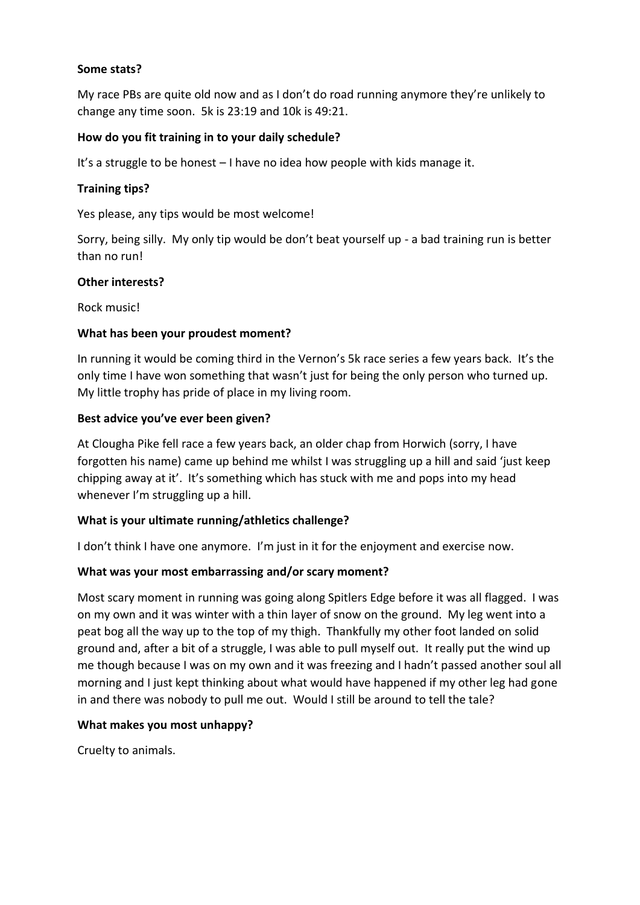**Some stats?**

My race PBs are quite old now and as I don't do road running anymore they're unlikely to change any time soon. 5k is 23:19 and 10k is 49:21.

**How do you fit training in to your daily schedule?**

It's a struggle to be honest – I have no idea how people with kids manage it.

**Training tips?**

Yes please, any tips would be most welcome!

Sorry, being silly. My only tip would be don't beat yourself up - a bad training run is better than no run!

**Other interests?**

Rock music!

**What has been your proudest moment?**

In running it would be coming third in the Vernon's 5k race series a few years back. It's the only time I have won something that wasn't just for being the only person who turned up. My little trophy has pride of place in my living room.

**Best advice you've ever been given?**

At Clougha Pike fell race a few years back, an older chap from Horwich (sorry, I have forgotten his name) came up behind me whilst I was struggling up a hill and said 'just keep chipping away at it'. It's something which has stuck with me and pops into my head whenever I'm struggling up a hill.

**What is your ultimate running/athletics challenge?**

I don't think I have one anymore. I'm just in it for the enjoyment and exercise now.

**What was your most embarrassing and/or scary moment?**

Most scary moment in running was going along Spitlers Edge before it was all flagged. I was on my own and it was winter with a thin layer of snow on the ground. My leg went into a peat bog all the way up to the top of my thigh. Thankfully my other foot landed on solid ground and, after a bit of a struggle, I was able to pull myself out. It really put the wind up me though because I was on my own and it was freezing and I hadn't passed another soul all morning and I just kept thinking about what would have happened if my other leg had gone in and there was nobody to pull me out. Would I still be around to tell the tale?

**What makes you most unhappy?**

Cruelty to animals.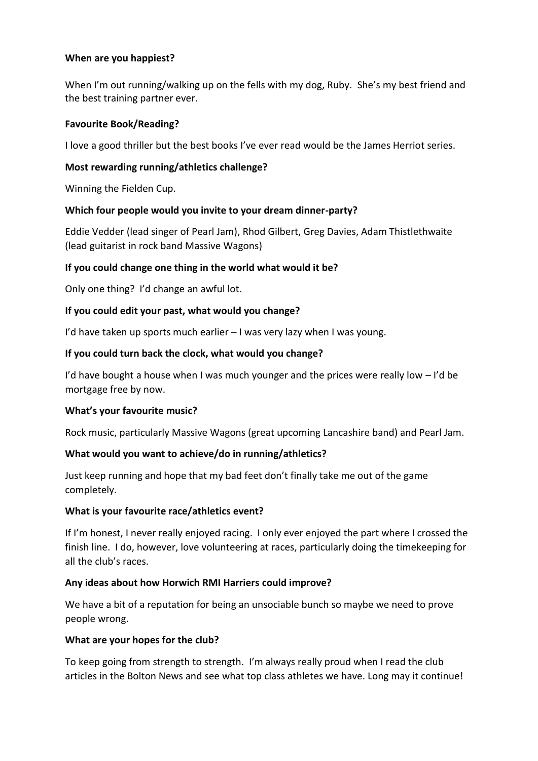**When are you happiest?**

When I'm out running/walking up on the fells with my dog, Ruby. She's my best friend and the best training partner ever.

**Favourite Book/Reading?**

I love a good thriller but the best books I've ever read would be the James Herriot series.

**Most rewarding running/athletics challenge?**

Winning the Fielden Cup.

**Which four people would you invite to your dream dinner-party?**

Eddie Vedder (lead singer of Pearl Jam), Rhod Gilbert, Greg Davies, Adam Thistlethwaite (lead guitarist in rock band Massive Wagons)

**If you could change one thing in the world what would it be?**

Only one thing? I'd change an awful lot.

**If you could edit your past, what would you change?**

I'd have taken up sports much earlier – I was very lazy when I was young.

**If you could turn back the clock, what would you change?**

I'd have bought a house when I was much younger and the prices were really low – I'd be mortgage free by now.

**What's your favourite music?**

Rock music, particularly Massive Wagons (great upcoming Lancashire band) and Pearl Jam.

**What would you want to achieve/do in running/athletics?**

Just keep running and hope that my bad feet don't finally take me out of the game completely.

**What is your favourite race/athletics event?**

If I'm honest, I never really enjoyed racing. I only ever enjoyed the part where I crossed the finish line. I do, however, love volunteering at races, particularly doing the timekeeping for all the club's races.

**Any ideas about how Horwich RMI Harriers could improve?**

We have a bit of a reputation for being an unsociable bunch so maybe we need to prove people wrong.

**What are your hopes for the club?**

To keep going from strength to strength. I'm always really proud when I read the club articles in the Bolton News and see what top class athletes we have. Long may it continue!